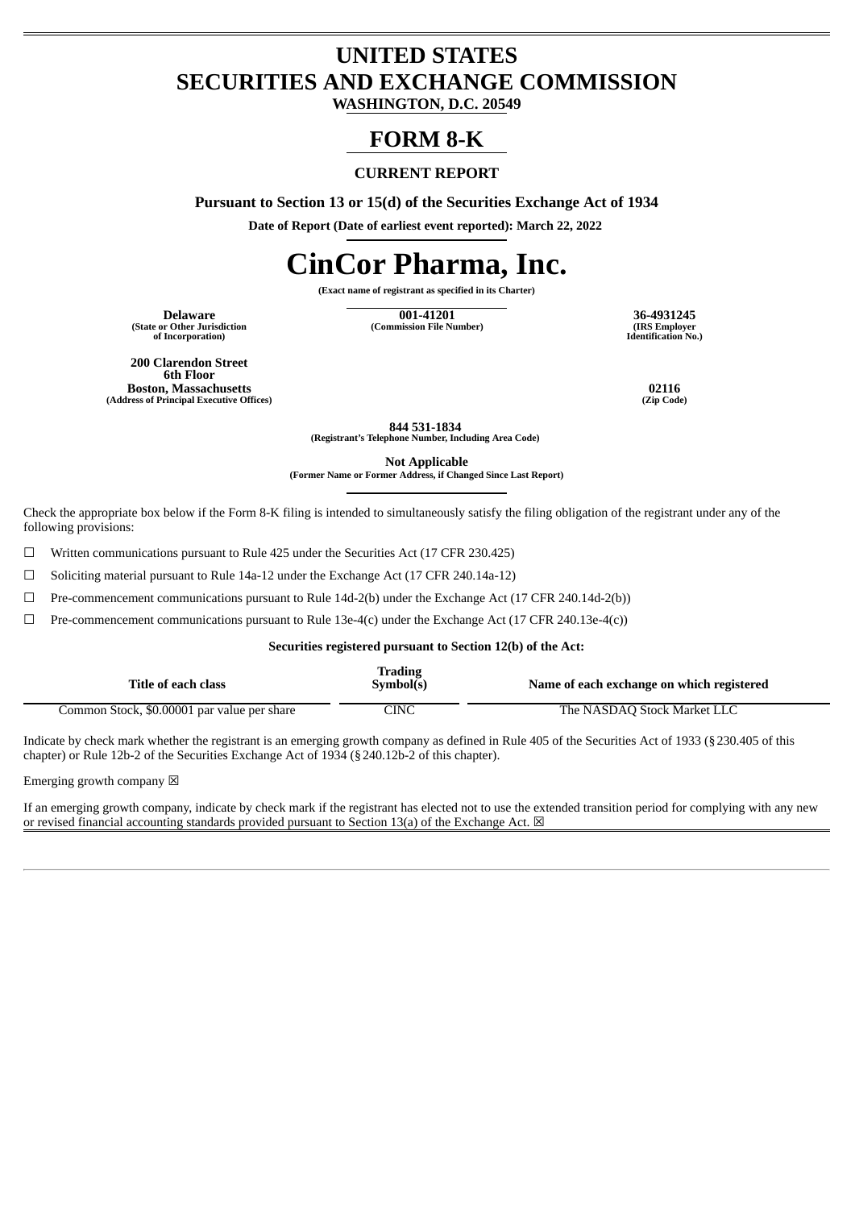# UNITED STATES
# SECURITIES AND EXCHANGE COMMISSION

**WASHINGTON, D.C. 20549**

# FORM 8-K

**CURRENT REPORT**

**Pursuant to Section 13 or 15(d) of the Securities Exchange Act of 1934**

**Date of Report (Date of earliest event reported): March 22, 2022**

# CinCor Pharma, Inc.

**(Exact name of registrant as specified in its Charter)**

| **Delaware** | **001-41201** | **36-4931245** |
|---|---|---|
| **(State or Other Jurisdiction of Incorporation)** | **(Commission File Number)** | **(IRS Employer Identification No.)** |

| **200 Clarendon Street 6th Floor Boston, Massachusetts** | **02116** |
|---|---|
| **(Address of Principal Executive Offices)** | **(Zip Code)** |

**844 531-1834**
**(Registrant's Telephone Number, Including Area Code)**

**Not Applicable**
**(Former Name or Former Address, if Changed Since Last Report)**

Check the appropriate box below if the Form 8-K filing is intended to simultaneously satisfy the filing obligation of the registrant under any of the following provisions:

☐ Written communications pursuant to Rule 425 under the Securities Act (17 CFR 230.425)

☐ Soliciting material pursuant to Rule 14a-12 under the Exchange Act (17 CFR 240.14a-12)

☐ Pre-commencement communications pursuant to Rule 14d-2(b) under the Exchange Act (17 CFR 240.14d-2(b))

☐ Pre-commencement communications pursuant to Rule 13e-4(c) under the Exchange Act (17 CFR 240.13e-4(c))

**Securities registered pursuant to Section 12(b) of the Act:**

| Title of each class | Trading Symbol(s) | Name of each exchange on which registered |
|---|---|---|
| Common Stock, $0.00001 par value per share | CINC | The NASDAQ Stock Market LLC |

Indicate by check mark whether the registrant is an emerging growth company as defined in Rule 405 of the Securities Act of 1933 (§230.405 of this chapter) or Rule 12b-2 of the Securities Exchange Act of 1934 (§240.12b-2 of this chapter).

Emerging growth company ☒

If an emerging growth company, indicate by check mark if the registrant has elected not to use the extended transition period for complying with any new or revised financial accounting standards provided pursuant to Section 13(a) of the Exchange Act. ☒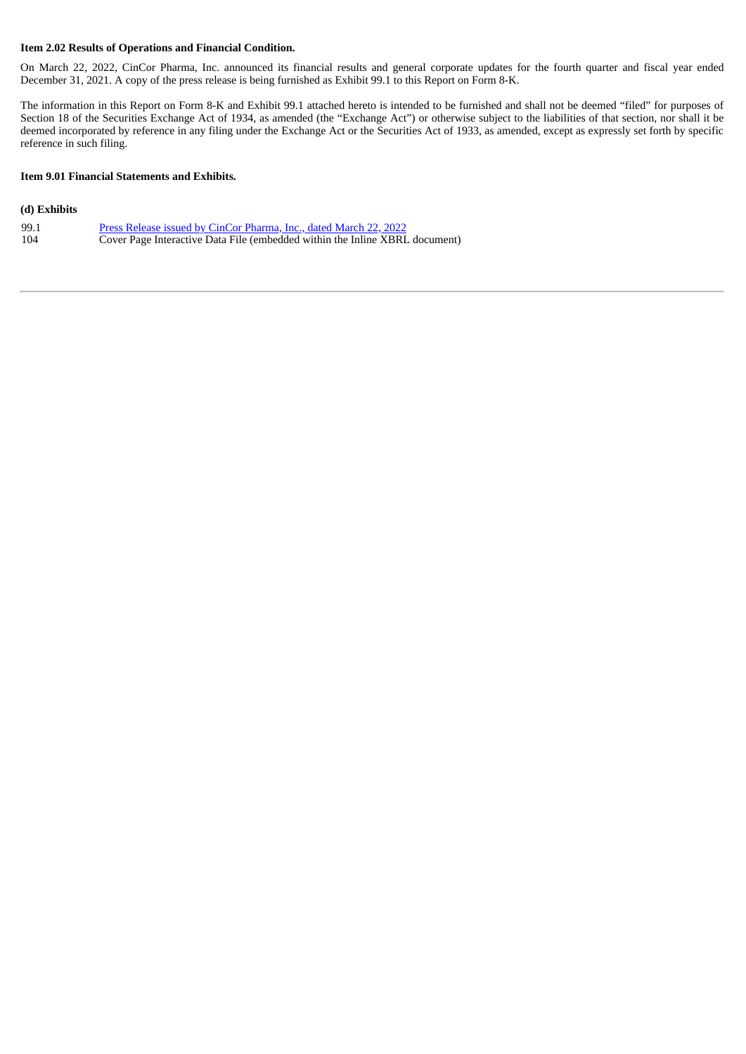**Item 2.02 Results of Operations and Financial Condition.**

On March 22, 2022, CinCor Pharma, Inc. announced its financial results and general corporate updates for the fourth quarter and fiscal year ended December 31, 2021. A copy of the press release is being furnished as Exhibit 99.1 to this Report on Form 8-K.

The information in this Report on Form 8-K and Exhibit 99.1 attached hereto is intended to be furnished and shall not be deemed "filed" for purposes of Section 18 of the Securities Exchange Act of 1934, as amended (the "Exchange Act") or otherwise subject to the liabilities of that section, nor shall it be deemed incorporated by reference in any filing under the Exchange Act or the Securities Act of 1933, as amended, except as expressly set forth by specific reference in such filing.

**Item 9.01 Financial Statements and Exhibits.**

**(d) Exhibits**

| | |
|---|---|
| 99.1 | Press Release issued by CinCor Pharma, Inc., dated March 22, 2022 |
| 104 | Cover Page Interactive Data File (embedded within the Inline XBRL document) |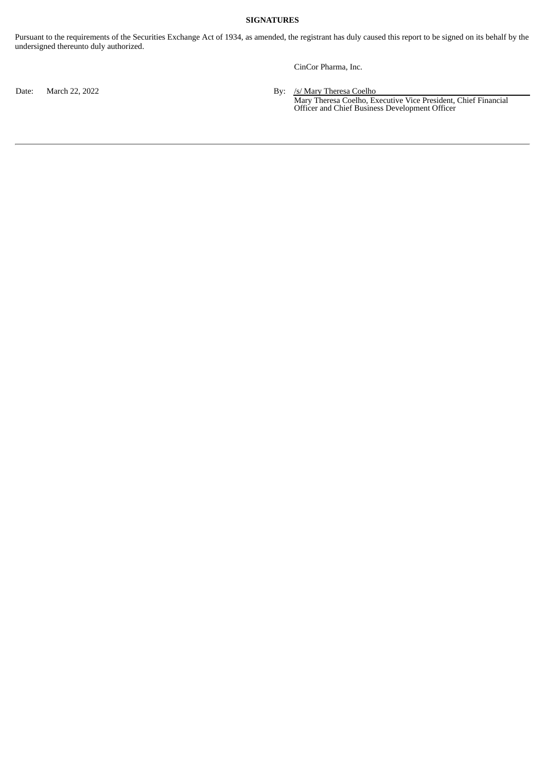**SIGNATURES**

Pursuant to the requirements of the Securities Exchange Act of 1934, as amended, the registrant has duly caused this report to be signed on its behalf by the undersigned thereunto duly authorized.

CinCor Pharma, Inc.

Date: March 22, 2022

By: /s/ Mary Theresa Coelho

Mary Theresa Coelho, Executive Vice President, Chief Financial Officer and Chief Business Development Officer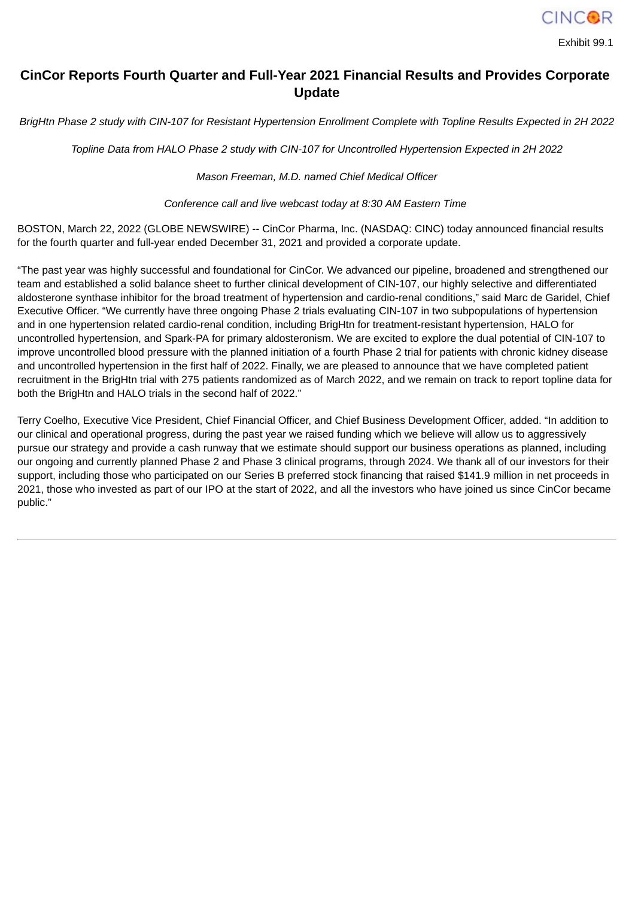Exhibit 99.1

# CinCor Reports Fourth Quarter and Full-Year 2021 Financial Results and Provides Corporate Update

*BrigHtn Phase 2 study with CIN-107 for Resistant Hypertension Enrollment Complete with Topline Results Expected in 2H 2022*

*Topline Data from HALO Phase 2 study with CIN-107 for Uncontrolled Hypertension Expected in 2H 2022*

*Mason Freeman, M.D. named Chief Medical Officer*

*Conference call and live webcast today at 8:30 AM Eastern Time*

BOSTON, March 22, 2022 (GLOBE NEWSWIRE) -- CinCor Pharma, Inc. (NASDAQ: CINC) today announced financial results for the fourth quarter and full-year ended December 31, 2021 and provided a corporate update.

"The past year was highly successful and foundational for CinCor. We advanced our pipeline, broadened and strengthened our team and established a solid balance sheet to further clinical development of CIN-107, our highly selective and differentiated aldosterone synthase inhibitor for the broad treatment of hypertension and cardio-renal conditions," said Marc de Garidel, Chief Executive Officer. "We currently have three ongoing Phase 2 trials evaluating CIN-107 in two subpopulations of hypertension and in one hypertension related cardio-renal condition, including BrigHtn for treatment-resistant hypertension, HALO for uncontrolled hypertension, and Spark-PA for primary aldosteronism. We are excited to explore the dual potential of CIN-107 to improve uncontrolled blood pressure with the planned initiation of a fourth Phase 2 trial for patients with chronic kidney disease and uncontrolled hypertension in the first half of 2022. Finally, we are pleased to announce that we have completed patient recruitment in the BrigHtn trial with 275 patients randomized as of March 2022, and we remain on track to report topline data for both the BrigHtn and HALO trials in the second half of 2022."

Terry Coelho, Executive Vice President, Chief Financial Officer, and Chief Business Development Officer, added. "In addition to our clinical and operational progress, during the past year we raised funding which we believe will allow us to aggressively pursue our strategy and provide a cash runway that we estimate should support our business operations as planned, including our ongoing and currently planned Phase 2 and Phase 3 clinical programs, through 2024. We thank all of our investors for their support, including those who participated on our Series B preferred stock financing that raised $141.9 million in net proceeds in 2021, those who invested as part of our IPO at the start of 2022, and all the investors who have joined us since CinCor became public."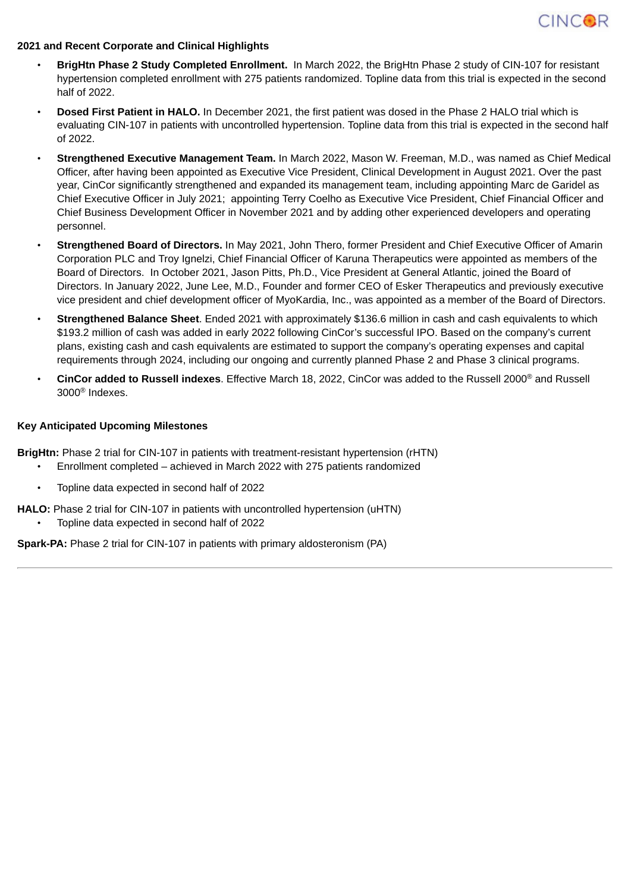**2021 and Recent Corporate and Clinical Highlights**

- **BrigHtn Phase 2 Study Completed Enrollment.** In March 2022, the BrigHtn Phase 2 study of CIN-107 for resistant hypertension completed enrollment with 275 patients randomized. Topline data from this trial is expected in the second half of 2022.
- **Dosed First Patient in HALO.** In December 2021, the first patient was dosed in the Phase 2 HALO trial which is evaluating CIN-107 in patients with uncontrolled hypertension. Topline data from this trial is expected in the second half of 2022.
- **Strengthened Executive Management Team.** In March 2022, Mason W. Freeman, M.D., was named as Chief Medical Officer, after having been appointed as Executive Vice President, Clinical Development in August 2021. Over the past year, CinCor significantly strengthened and expanded its management team, including appointing Marc de Garidel as Chief Executive Officer in July 2021; appointing Terry Coelho as Executive Vice President, Chief Financial Officer and Chief Business Development Officer in November 2021 and by adding other experienced developers and operating personnel.
- **Strengthened Board of Directors.** In May 2021, John Thero, former President and Chief Executive Officer of Amarin Corporation PLC and Troy Ignelzi, Chief Financial Officer of Karuna Therapeutics were appointed as members of the Board of Directors. In October 2021, Jason Pitts, Ph.D., Vice President at General Atlantic, joined the Board of Directors. In January 2022, June Lee, M.D., Founder and former CEO of Esker Therapeutics and previously executive vice president and chief development officer of MyoKardia, Inc., was appointed as a member of the Board of Directors.
- **Strengthened Balance Sheet**. Ended 2021 with approximately $136.6 million in cash and cash equivalents to which $193.2 million of cash was added in early 2022 following CinCor's successful IPO. Based on the company's current plans, existing cash and cash equivalents are estimated to support the company's operating expenses and capital requirements through 2024, including our ongoing and currently planned Phase 2 and Phase 3 clinical programs.
- **CinCor added to Russell indexes**. Effective March 18, 2022, CinCor was added to the Russell 2000® and Russell 3000® Indexes.

**Key Anticipated Upcoming Milestones**

**BrigHtn:** Phase 2 trial for CIN-107 in patients with treatment-resistant hypertension (rHTN)

- Enrollment completed – achieved in March 2022 with 275 patients randomized
- Topline data expected in second half of 2022

**HALO:** Phase 2 trial for CIN-107 in patients with uncontrolled hypertension (uHTN)

- Topline data expected in second half of 2022

**Spark-PA:** Phase 2 trial for CIN-107 in patients with primary aldosteronism (PA)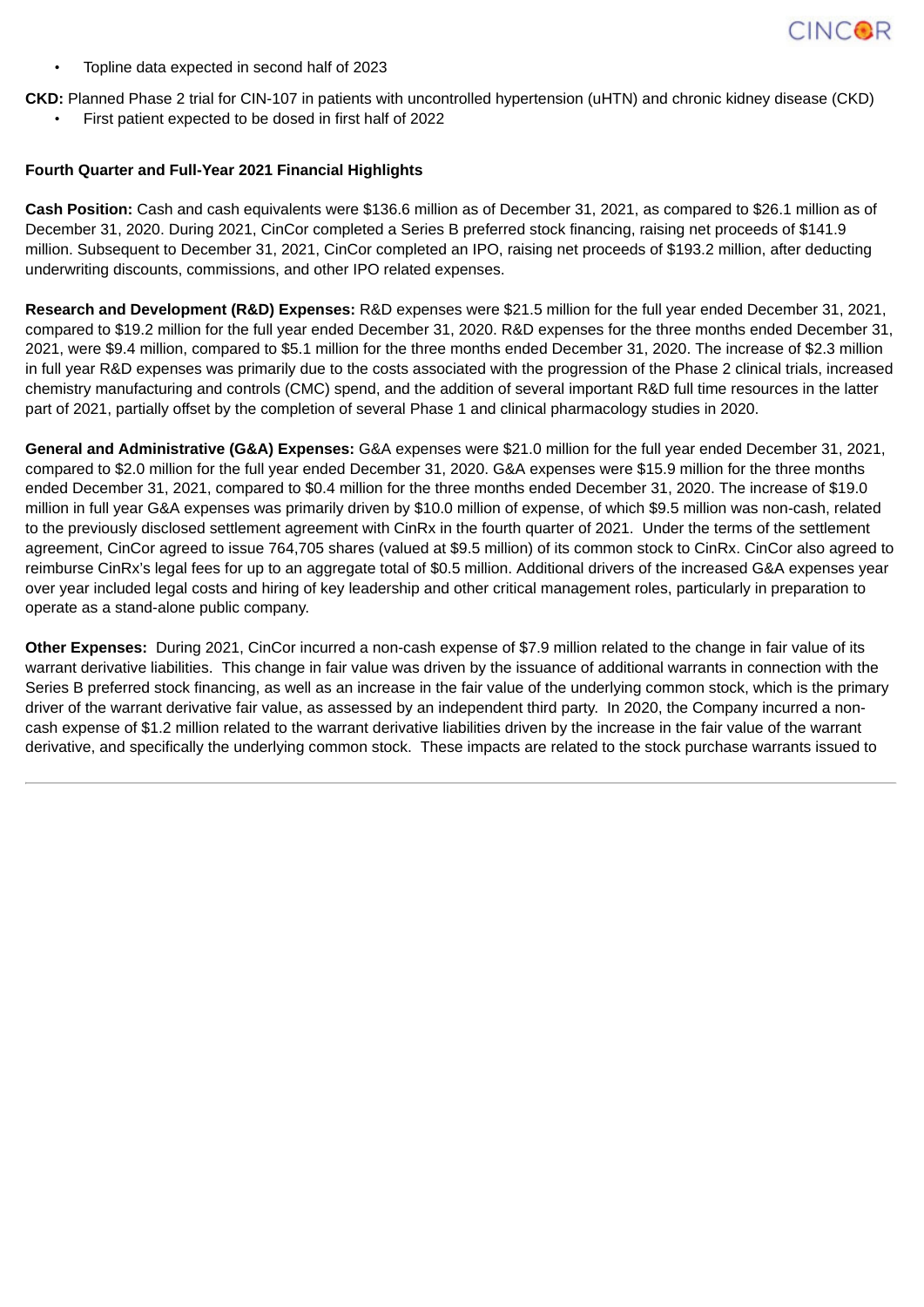- Topline data expected in second half of 2023

**CKD:** Planned Phase 2 trial for CIN-107 in patients with uncontrolled hypertension (uHTN) and chronic kidney disease (CKD)

- First patient expected to be dosed in first half of 2022

**Fourth Quarter and Full-Year 2021 Financial Highlights**

**Cash Position:** Cash and cash equivalents were $136.6 million as of December 31, 2021, as compared to $26.1 million as of December 31, 2020. During 2021, CinCor completed a Series B preferred stock financing, raising net proceeds of $141.9 million. Subsequent to December 31, 2021, CinCor completed an IPO, raising net proceeds of $193.2 million, after deducting underwriting discounts, commissions, and other IPO related expenses.

**Research and Development (R&D) Expenses:** R&D expenses were $21.5 million for the full year ended December 31, 2021, compared to $19.2 million for the full year ended December 31, 2020. R&D expenses for the three months ended December 31, 2021, were $9.4 million, compared to $5.1 million for the three months ended December 31, 2020. The increase of $2.3 million in full year R&D expenses was primarily due to the costs associated with the progression of the Phase 2 clinical trials, increased chemistry manufacturing and controls (CMC) spend, and the addition of several important R&D full time resources in the latter part of 2021, partially offset by the completion of several Phase 1 and clinical pharmacology studies in 2020.

**General and Administrative (G&A) Expenses:** G&A expenses were $21.0 million for the full year ended December 31, 2021, compared to $2.0 million for the full year ended December 31, 2020. G&A expenses were $15.9 million for the three months ended December 31, 2021, compared to $0.4 million for the three months ended December 31, 2020. The increase of $19.0 million in full year G&A expenses was primarily driven by $10.0 million of expense, of which $9.5 million was non-cash, related to the previously disclosed settlement agreement with CinRx in the fourth quarter of 2021. Under the terms of the settlement agreement, CinCor agreed to issue 764,705 shares (valued at $9.5 million) of its common stock to CinRx. CinCor also agreed to reimburse CinRx's legal fees for up to an aggregate total of $0.5 million. Additional drivers of the increased G&A expenses year over year included legal costs and hiring of key leadership and other critical management roles, particularly in preparation to operate as a stand-alone public company.

**Other Expenses:** During 2021, CinCor incurred a non-cash expense of $7.9 million related to the change in fair value of its warrant derivative liabilities. This change in fair value was driven by the issuance of additional warrants in connection with the Series B preferred stock financing, as well as an increase in the fair value of the underlying common stock, which is the primary driver of the warrant derivative fair value, as assessed by an independent third party. In 2020, the Company incurred a non-cash expense of $1.2 million related to the warrant derivative liabilities driven by the increase in the fair value of the warrant derivative, and specifically the underlying common stock. These impacts are related to the stock purchase warrants issued to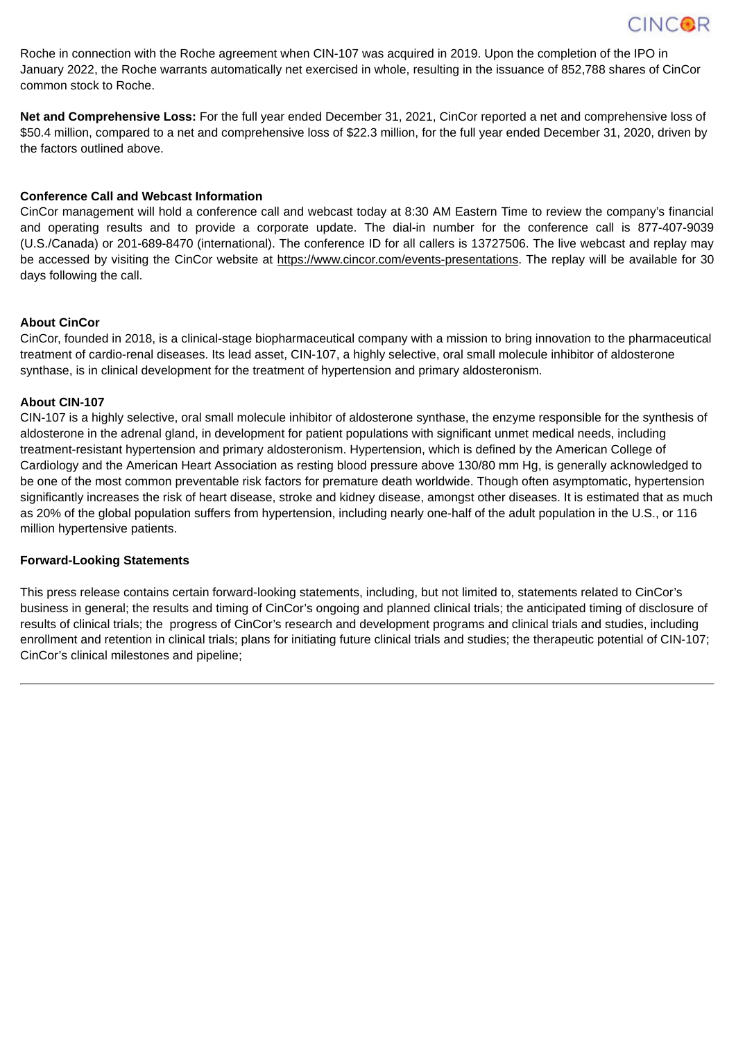Roche in connection with the Roche agreement when CIN-107 was acquired in 2019. Upon the completion of the IPO in January 2022, the Roche warrants automatically net exercised in whole, resulting in the issuance of 852,788 shares of CinCor common stock to Roche.

**Net and Comprehensive Loss:** For the full year ended December 31, 2021, CinCor reported a net and comprehensive loss of $50.4 million, compared to a net and comprehensive loss of $22.3 million, for the full year ended December 31, 2020, driven by the factors outlined above.

**Conference Call and Webcast Information**

CinCor management will hold a conference call and webcast today at 8:30 AM Eastern Time to review the company's financial and operating results and to provide a corporate update. The dial-in number for the conference call is 877-407-9039 (U.S./Canada) or 201-689-8470 (international). The conference ID for all callers is 13727506. The live webcast and replay may be accessed by visiting the CinCor website at https://www.cincor.com/events-presentations. The replay will be available for 30 days following the call.

**About CinCor**

CinCor, founded in 2018, is a clinical-stage biopharmaceutical company with a mission to bring innovation to the pharmaceutical treatment of cardio-renal diseases. Its lead asset, CIN-107, a highly selective, oral small molecule inhibitor of aldosterone synthase, is in clinical development for the treatment of hypertension and primary aldosteronism.

**About CIN-107**

CIN-107 is a highly selective, oral small molecule inhibitor of aldosterone synthase, the enzyme responsible for the synthesis of aldosterone in the adrenal gland, in development for patient populations with significant unmet medical needs, including treatment-resistant hypertension and primary aldosteronism. Hypertension, which is defined by the American College of Cardiology and the American Heart Association as resting blood pressure above 130/80 mm Hg, is generally acknowledged to be one of the most common preventable risk factors for premature death worldwide. Though often asymptomatic, hypertension significantly increases the risk of heart disease, stroke and kidney disease, amongst other diseases. It is estimated that as much as 20% of the global population suffers from hypertension, including nearly one-half of the adult population in the U.S., or 116 million hypertensive patients.

**Forward-Looking Statements**

This press release contains certain forward-looking statements, including, but not limited to, statements related to CinCor's business in general; the results and timing of CinCor's ongoing and planned clinical trials; the anticipated timing of disclosure of results of clinical trials; the progress of CinCor's research and development programs and clinical trials and studies, including enrollment and retention in clinical trials; plans for initiating future clinical trials and studies; the therapeutic potential of CIN-107; CinCor's clinical milestones and pipeline;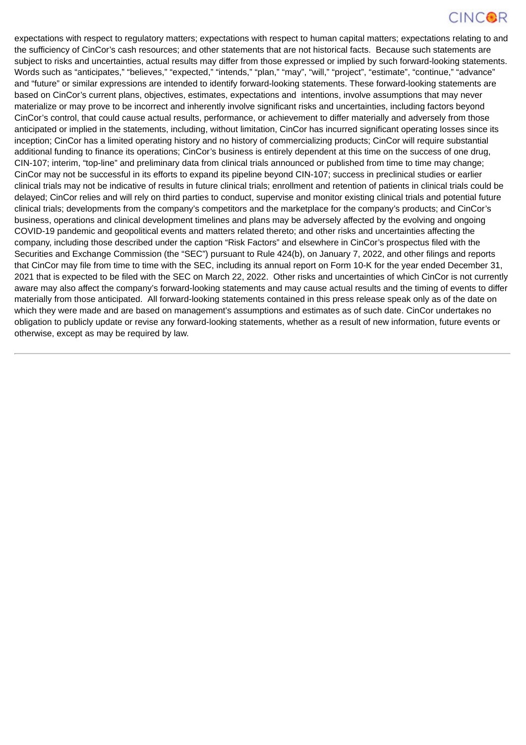expectations with respect to regulatory matters; expectations with respect to human capital matters; expectations relating to and the sufficiency of CinCor's cash resources; and other statements that are not historical facts. Because such statements are subject to risks and uncertainties, actual results may differ from those expressed or implied by such forward-looking statements. Words such as "anticipates," "believes," "expected," "intends," "plan," "may", "will," "project", "estimate", "continue," "advance" and "future" or similar expressions are intended to identify forward-looking statements. These forward-looking statements are based on CinCor's current plans, objectives, estimates, expectations and intentions, involve assumptions that may never materialize or may prove to be incorrect and inherently involve significant risks and uncertainties, including factors beyond CinCor's control, that could cause actual results, performance, or achievement to differ materially and adversely from those anticipated or implied in the statements, including, without limitation, CinCor has incurred significant operating losses since its inception; CinCor has a limited operating history and no history of commercializing products; CinCor will require substantial additional funding to finance its operations; CinCor's business is entirely dependent at this time on the success of one drug, CIN-107; interim, "top-line" and preliminary data from clinical trials announced or published from time to time may change; CinCor may not be successful in its efforts to expand its pipeline beyond CIN-107; success in preclinical studies or earlier clinical trials may not be indicative of results in future clinical trials; enrollment and retention of patients in clinical trials could be delayed; CinCor relies and will rely on third parties to conduct, supervise and monitor existing clinical trials and potential future clinical trials; developments from the company's competitors and the marketplace for the company's products; and CinCor's business, operations and clinical development timelines and plans may be adversely affected by the evolving and ongoing COVID-19 pandemic and geopolitical events and matters related thereto; and other risks and uncertainties affecting the company, including those described under the caption "Risk Factors" and elsewhere in CinCor's prospectus filed with the Securities and Exchange Commission (the "SEC") pursuant to Rule 424(b), on January 7, 2022, and other filings and reports that CinCor may file from time to time with the SEC, including its annual report on Form 10-K for the year ended December 31, 2021 that is expected to be filed with the SEC on March 22, 2022. Other risks and uncertainties of which CinCor is not currently aware may also affect the company's forward-looking statements and may cause actual results and the timing of events to differ materially from those anticipated. All forward-looking statements contained in this press release speak only as of the date on which they were made and are based on management's assumptions and estimates as of such date. CinCor undertakes no obligation to publicly update or revise any forward-looking statements, whether as a result of new information, future events or otherwise, except as may be required by law.

---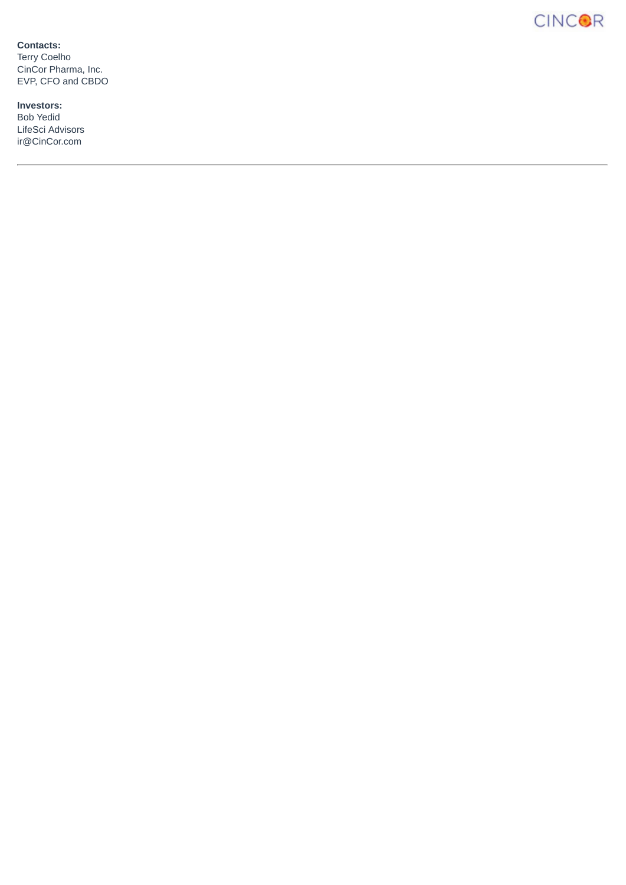**Contacts:**
Terry Coelho
CinCor Pharma, Inc.
EVP, CFO and CBDO

**Investors:**
Bob Yedid
LifeSci Advisors
ir@CinCor.com

---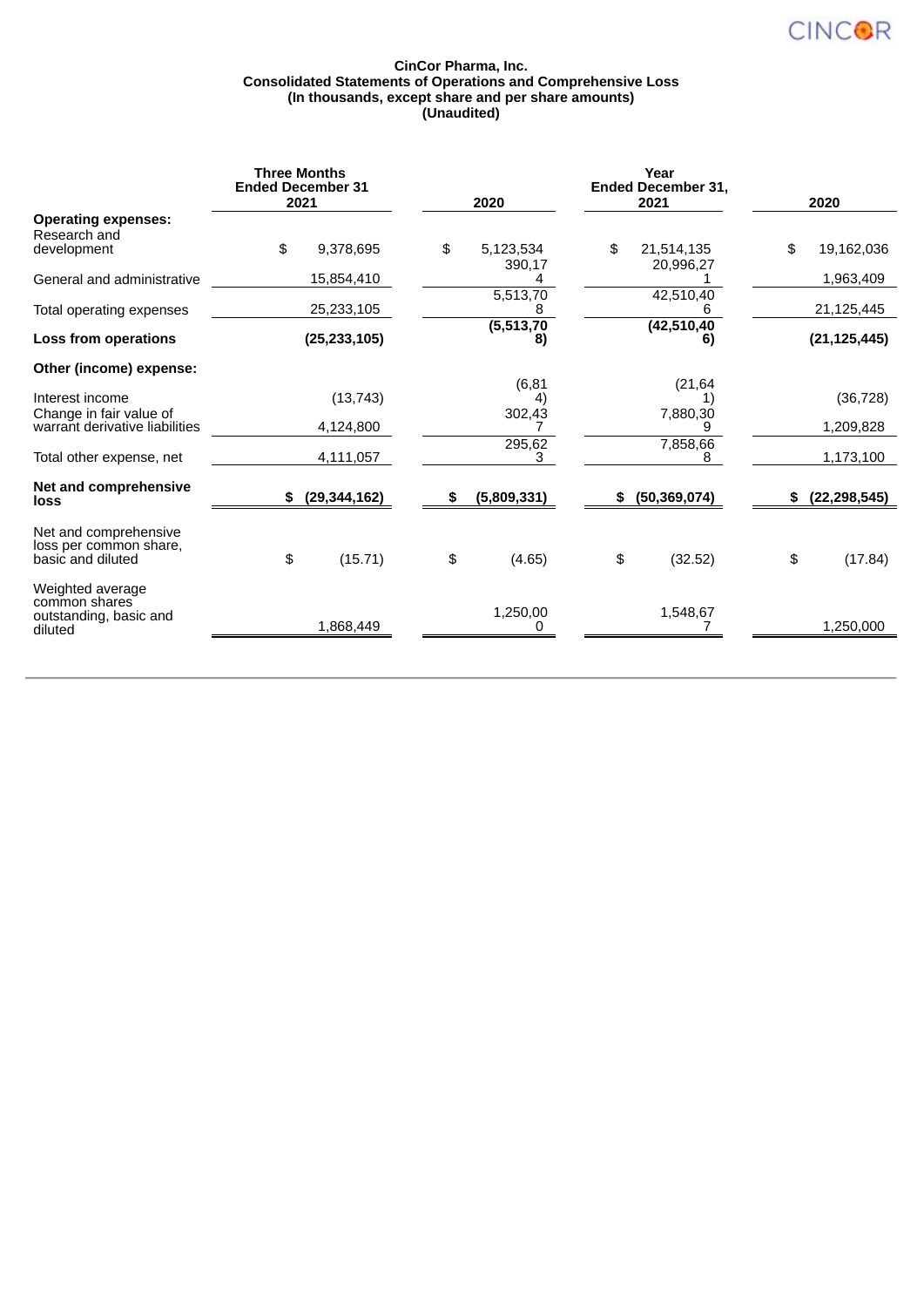**CinCor Pharma, Inc.**
**Consolidated Statements of Operations and Comprehensive Loss**
**(In thousands, except share and per share amounts)**
**(Unaudited)**

| | Three Months Ended December 31 | | Year Ended December 31, | |
|---|---|---|---|---|
| | 2021 | 2020 | 2021 | 2020 |
| **Operating expenses:** | | | | |
| Research and development | $ 9,378,695 | $ 5,123,534 | $ 21,514,135 | $ 19,162,036 |
| General and administrative | 15,854,410 | 390,174 | 20,996,271 | 1,963,409 |
| Total operating expenses | 25,233,105 | 5,513,708 | 42,510,406 | 21,125,445 |
| **Loss from operations** | **(25,233,105)** | **(5,513,708)** | **(42,510,406)** | **(21,125,445)** |
| **Other (income) expense:** | | | | |
| Interest income | (13,743) | (6,814) | (21,641) | (36,728) |
| Change in fair value of warrant derivative liabilities | 4,124,800 | 302,437 | 7,880,309 | 1,209,828 |
| Total other expense, net | 4,111,057 | 295,623 | 7,858,668 | 1,173,100 |
| **Net and comprehensive loss** | **$ (29,344,162)** | **$ (5,809,331)** | **$ (50,369,074)** | **$ (22,298,545)** |
| Net and comprehensive loss per common share, basic and diluted | $ (15.71) | $ (4.65) | $ (32.52) | $ (17.84) |
| Weighted average common shares outstanding, basic and diluted | 1,868,449 | 1,250,000 | 1,548,677 | 1,250,000 |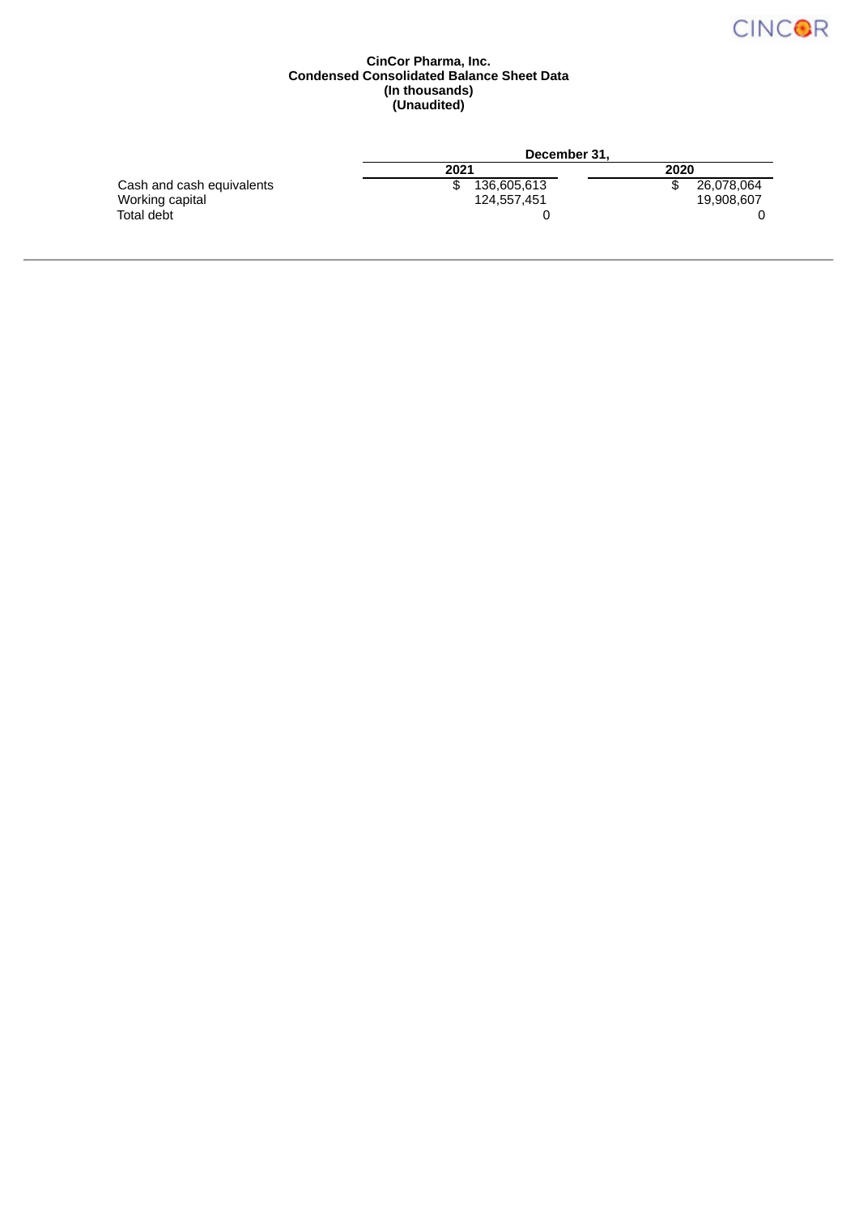**CinCor Pharma, Inc.**
**Condensed Consolidated Balance Sheet Data**
**(In thousands)**
**(Unaudited)**

| | December 31, | |
|---|---|---|
| | **2021** | **2020** |
| Cash and cash equivalents | $ 136,605,613 | $ 26,078,064 |
| Working capital | 124,557,451 | 19,908,607 |
| Total debt | 0 | 0 |